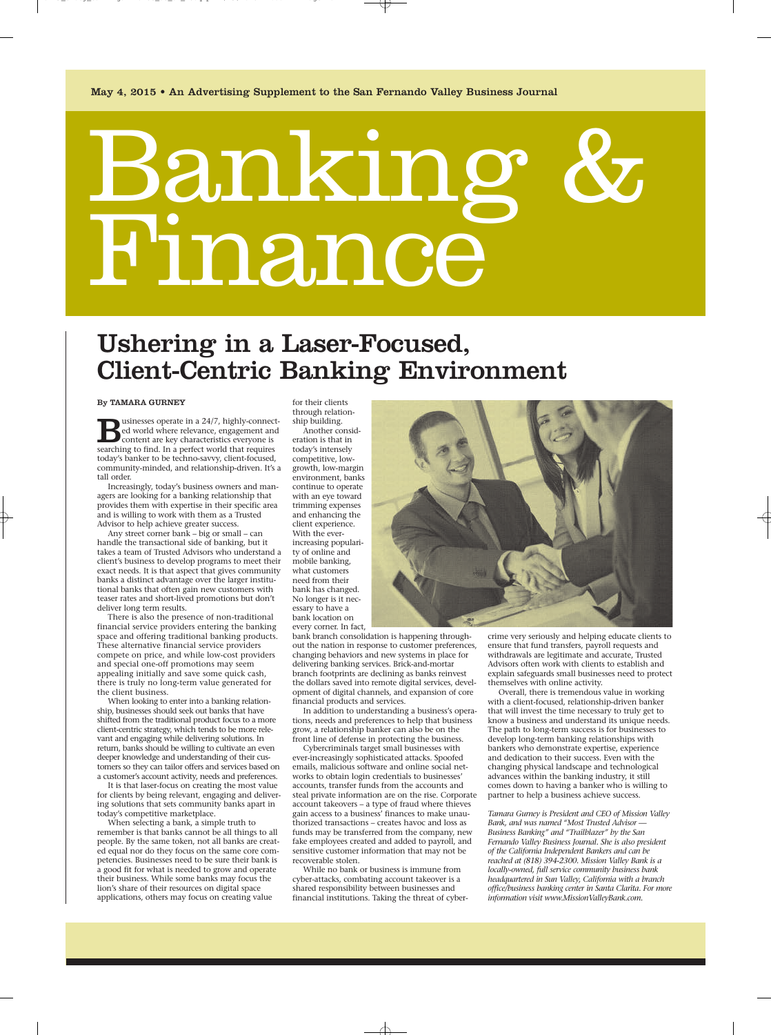May 4, 2015 • An Advertising Supplement to the San Fernando Valley Business Journal

# Banking & Finance

## Ushering in a Laser-Focused, Client-Centric Banking Environment

**By TAMARA GURNEY**

Businesses operate in a 24/7, highly-connected world where relevance, engagement and content are key characteristics everyone is searching to find. In a perfect world that requires today's banker to be techno-savvy, client-focused, community-minded, and relationship-driven. It's a tall order.

Increasingly, today's business owners and managers are looking for a banking relationship that provides them with expertise in their specific area and is willing to work with them as a Trusted Advisor to help achieve greater success.

Any street corner bank – big or small – can handle the transactional side of banking, but it takes a team of Trusted Advisors who understand a client's business to develop programs to meet their exact needs. It is that aspect that gives community banks a distinct advantage over the larger institutional banks that often gain new customers with teaser rates and short-lived promotions but don't deliver long term results.

There is also the presence of non-traditional financial service providers entering the banking space and offering traditional banking products. These alternative financial service providers compete on price, and while low-cost providers and special one-off promotions may seem appealing initially and save some quick cash, there is truly no long-term value generated for the client business.

When looking to enter into a banking relationship, businesses should seek out banks that have shifted from the traditional product focus to a more client-centric strategy, which tends to be more relevant and engaging while delivering solutions. In return, banks should be willing to cultivate an even deeper knowledge and understanding of their customers so they can tailor offers and services based on a customer's account activity, needs and preferences.

It is that laser-focus on creating the most value for clients by being relevant, engaging and delivering solutions that sets community banks apart in today's competitive marketplace.

When selecting a bank, a simple truth to remember is that banks cannot be all things to all people. By the same token, not all banks are created equal nor do they focus on the same core competencies. Businesses need to be sure their bank is a good fit for what is needed to grow and operate their business. While some banks may focus the lion's share of their resources on digital space applications, others may focus on creating value for their clients through relationship building.

Another consideration is that in today's intensely competitive, low-growth, low-margin environment, banks continue to operate with an eye toward trimming expenses and enhancing the client experience. With the ever-increasing popularity of online and mobile banking, what customers need from their bank has changed. No longer is it necessary to have a bank location on every corner. In fact, bank branch consolidation is happening throughout the nation in response to customer preferences, changing behaviors and new systems in place for delivering banking services. Brick-and-mortar branch footprints are declining as banks reinvest the dollars saved into remote digital services, development of digital channels, and expansion of core financial products and services.

In addition to understanding a business's operations, needs and preferences to help that business grow, a relationship banker can also be on the front line of defense in protecting the business.

Cybercriminals target small businesses with ever-increasingly sophisticated attacks. Spoofed emails, malicious software and online social networks to obtain login credentials to businesses' accounts, transfer funds from the accounts and steal private information are on the rise. Corporate account takeovers – a type of fraud where thieves gain access to a business' finances to make unauthorized transactions – creates havoc and loss as funds may be transferred from the company, new fake employees created and added to payroll, and sensitive customer information that may not be recoverable stolen.

While no bank or business is immune from cyber-attacks, combating account takeover is a shared responsibility between businesses and financial institutions. Taking the threat of cybercrime very seriously and helping educate clients to ensure that fund transfers, payroll requests and withdrawals are legitimate and accurate, Trusted Advisors often work with clients to establish and explain safeguards small businesses need to protect themselves with online activity.

Overall, there is tremendous value in working with a client-focused, relationship-driven banker that will invest the time necessary to truly get to know a business and understand its unique needs. The path to long-term success is for businesses to develop long-term banking relationships with bankers who demonstrate expertise, experience and dedication to their success. Even with the changing physical landscape and technological advances within the banking industry, it still comes down to having a banker who is willing to partner to help a business achieve success.

*Tamara Gurney is President and CEO of Mission Valley Bank, and was named "Most Trusted Advisor — Business Banking" and "Trailblazer" by the San Fernando Valley Business Journal. She is also president of the California Independent Bankers and can be reached at (818) 394-2300. Mission Valley Bank is a locally-owned, full service community business bank headquartered in Sun Valley, California with a branch office/business banking center in Santa Clarita. For more information visit www.MissionValleyBank.com.*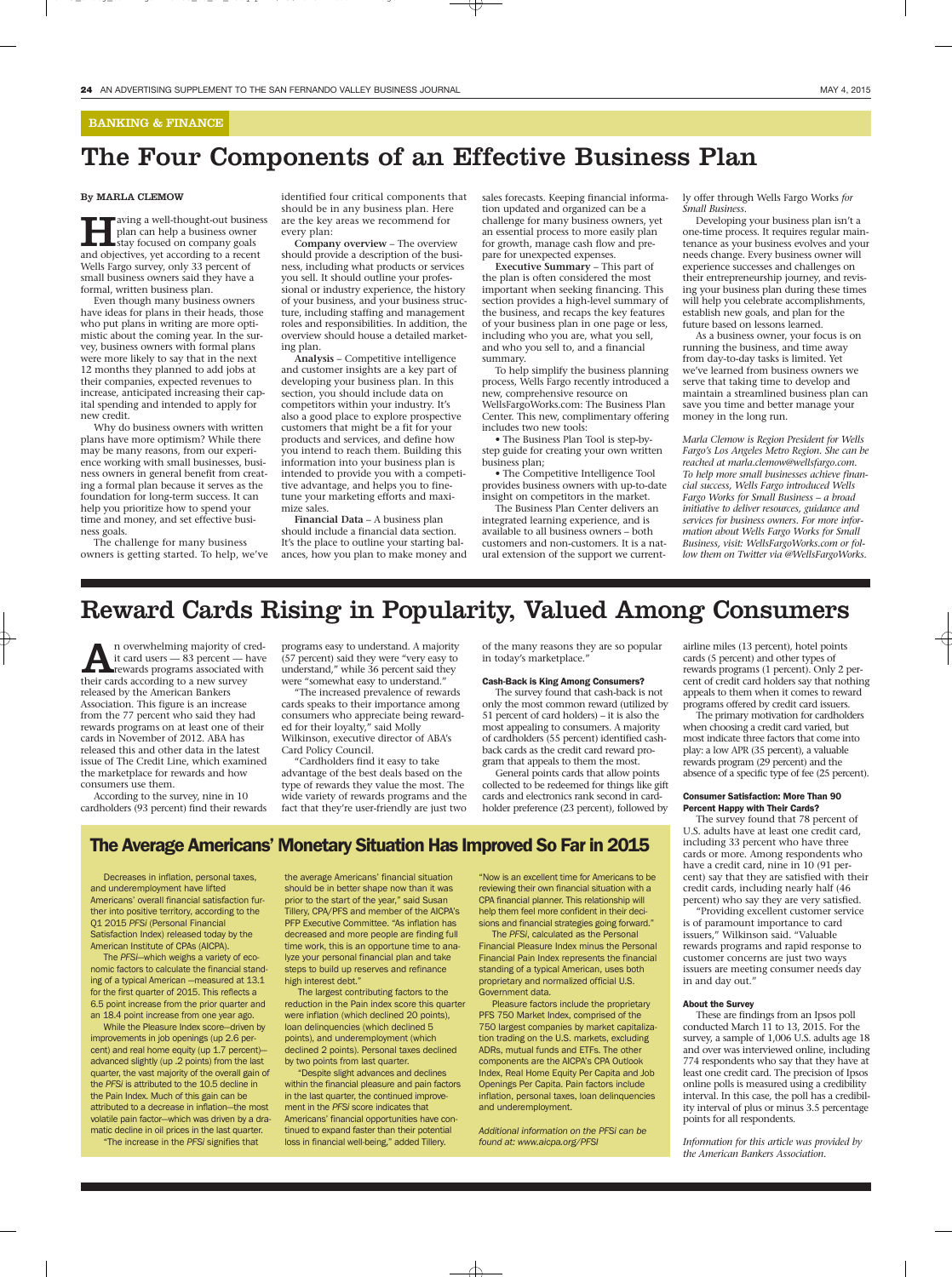BANKING & FINANCE

# The Four Components of an Effective Business Plan

**By MARLA CLEMOW**

Having a well-thought-out business plan can help a business owner stay focused on company goals and objectives, yet according to a recent Wells Fargo survey, only 33 percent of small business owners said they have a formal, written business plan.

Even though many business owners have ideas for plans in their heads, those who put plans in writing are more optimistic about the coming year. In the survey, business owners with formal plans were more likely to say that in the next 12 months they planned to add jobs at their companies, expected revenues to increase, anticipated increasing their capital spending and intended to apply for new credit.

Why do business owners with written plans have more optimism? While there may be many reasons, from our experience working with small businesses, business owners in general benefit from creating a formal plan because it serves as the foundation for long-term success. It can help you prioritize how to spend your time and money, and set effective business goals.

The challenge for many business owners is getting started. To help, we've identified four critical components that should be in any business plan. Here are the key areas we recommend for every plan:

**Company overview** – The overview should provide a description of the business, including what products or services you sell. It should outline your professional or industry experience, the history of your business, and your business structure, including staffing and management roles and responsibilities. In addition, the overview should house a detailed marketing plan.

**Analysis** – Competitive intelligence and customer insights are a key part of developing your business plan. In this section, you should include data on competitors within your industry. It's also a good place to explore prospective customers that might be a fit for your products and services, and define how you intend to reach them. Building this information into your business plan is intended to provide you with a competitive advantage, and helps you to fine-tune your marketing efforts and maximize sales.

**Financial Data** – A business plan should include a financial data section. It's the place to outline your starting balances, how you plan to make money and sales forecasts. Keeping financial information updated and organized can be a challenge for many business owners, yet an essential process to more easily plan for growth, manage cash flow and prepare for unexpected expenses.

**Executive Summary** – This part of the plan is often considered the most important when seeking financing. This section provides a high-level summary of the business, and recaps the key features of your business plan in one page or less, including who you are, what you sell, and who you sell to, and a financial summary.

To help simplify the business planning process, Wells Fargo recently introduced a new, comprehensive resource on WellsFargoWorks.com: The Business Plan Center. This new, complimentary offering includes two new tools:

- The Business Plan Tool is step-by-step guide for creating your own written business plan;
- The Competitive Intelligence Tool provides business owners with up-to-date insight on competitors in the market.

The Business Plan Center delivers an integrated learning experience, and is available to all business owners – both customers and non-customers. It is a natural extension of the support we currently offer through Wells Fargo Works *for Small Business*.

Developing your business plan isn't a one-time process. It requires regular maintenance as your business evolves and your needs change. Every business owner will experience successes and challenges on their entrepreneurship journey, and revising your business plan during these times will help you celebrate accomplishments, establish new goals, and plan for the future based on lessons learned.

As a business owner, your focus is on running the business, and time away from day-to-day tasks is limited. Yet we've learned from business owners we serve that taking time to develop and maintain a streamlined business plan can save you time and better manage your money in the long run.

*Marla Clemow is Region President for Wells Fargo's Los Angeles Metro Region. She can be reached at marla.clemow@wellsfargo.com. To help more small businesses achieve financial success, Wells Fargo introduced Wells Fargo Works for Small Business – a broad initiative to deliver resources, guidance and services for business owners. For more information about Wells Fargo Works for Small Business, visit: WellsFargoWorks.com or follow them on Twitter via @WellsFargoWorks.*

# Reward Cards Rising in Popularity, Valued Among Consumers

An overwhelming majority of credit card users — 83 percent — have rewards programs associated with their cards according to a new survey released by the American Bankers Association. This figure is an increase from the 77 percent who said they had rewards programs on at least one of their cards in November of 2012. ABA has released this and other data in the latest issue of The Credit Line, which examined the marketplace for rewards and how consumers use them.

According to the survey, nine in 10 cardholders (93 percent) find their rewards programs easy to understand. A majority (57 percent) said they were "very easy to understand," while 36 percent said they were "somewhat easy to understand."

"The increased prevalence of rewards cards speaks to their importance among consumers who appreciate being rewarded for their loyalty," said Molly Wilkinson, executive director of ABA's Card Policy Council.

"Cardholders find it easy to take advantage of the best deals based on the type of rewards they value the most. The wide variety of rewards programs and the fact that they're user-friendly are just two of the many reasons they are so popular in today's marketplace."

### Cash-Back is King Among Consumers?

The survey found that cash-back is not only the most common reward (utilized by 51 percent of card holders) – it is also the most appealing to consumers. A majority of cardholders (55 percent) identified cash-back cards as the credit card reward program that appeals to them the most.

General points cards that allow points collected to be redeemed for things like gift cards and electronics rank second in cardholder preference (23 percent), followed by airline miles (13 percent), hotel points cards (5 percent) and other types of rewards programs (1 percent). Only 2 percent of credit card holders say that nothing appeals to them when it comes to reward programs offered by credit card issuers.

The primary motivation for cardholders when choosing a credit card varied, but most indicate three factors that come into play: a low APR (35 percent), a valuable rewards program (29 percent) and the absence of a specific type of fee (25 percent).

### Consumer Satisfaction: More Than 90 Percent Happy with Their Cards?

The survey found that 78 percent of U.S. adults have at least one credit card, including 33 percent who have three cards or more. Among respondents who have a credit card, nine in 10 (91 percent) say that they are satisfied with their credit cards, including nearly half (46 percent) who say they are very satisfied.

"Providing excellent customer service is of paramount importance to card issuers," Wilkinson said. "Valuable rewards programs and rapid response to customer concerns are just two ways issuers are meeting consumer needs day in and day out."

### About the Survey

These are findings from an Ipsos poll conducted March 11 to 13, 2015. For the survey, a sample of 1,006 U.S. adults age 18 and over was interviewed online, including 774 respondents who say that they have at least one credit card. The precision of Ipsos online polls is measured using a credibility interval. In this case, the poll has a credibility interval of plus or minus 3.5 percentage points for all respondents.

*Information for this article was provided by the American Bankers Association.*

## The Average Americans' Monetary Situation Has Improved So Far in 2015

Decreases in inflation, personal taxes, and underemployment have lifted Americans' overall financial satisfaction further into positive territory, according to the Q1 2015 *PFSi* (Personal Financial Satisfaction Index) released today by the American Institute of CPAs (AICPA).

The *PFSi*—which weighs a variety of economic factors to calculate the financial standing of a typical American —measured at 13.1 for the first quarter of 2015. This reflects a 6.5 point increase from the prior quarter and an 18.4 point increase from one year ago.

While the Pleasure Index score—driven by improvements in job openings (up 2.6 percent) and real home equity (up 1.7 percent)—advanced slightly (up .2 points) from the last quarter, the vast majority of the overall gain of the *PFSi* is attributed to the 10.5 decline in the Pain Index. Much of this gain can be attributed to a decrease in inflation—the most volatile pain factor—which was driven by a dramatic decline in oil prices in the last quarter.

"The increase in the *PFSi* signifies that the average Americans' financial situation should be in better shape now than it was prior to the start of the year," said Susan Tillery, CPA/PFS and member of the AICPA's PFP Executive Committee. "As inflation has decreased and more people are finding full time work, this is an opportune time to analyze your personal financial plan and take steps to build up reserves and refinance high interest debt."

The largest contributing factors to the reduction in the Pain index score this quarter were inflation (which declined 20 points), loan delinquencies (which declined 5 points), and underemployment (which declined 2 points). Personal taxes declined by two points from last quarter.

"Despite slight advances and declines within the financial pleasure and pain factors in the last quarter, the continued improvement in the *PFSi* score indicates that Americans' financial opportunities have continued to expand faster than their potential loss in financial well-being," added Tillery.

"Now is an excellent time for Americans to be reviewing their own financial situation with a CPA financial planner. This relationship will help them feel more confident in their decisions and financial strategies going forward."

The *PFSi*, calculated as the Personal Financial Pleasure Index minus the Personal Financial Pain Index represents the financial standing of a typical American, uses both proprietary and normalized official U.S. Government data.

Pleasure factors include the proprietary PFS 750 Market Index, comprised of the 750 largest companies by market capitalization trading on the U.S. markets, excluding ADRs, mutual funds and ETFs. The other components are the AICPA's CPA Outlook Index, Real Home Equity Per Capita and Job Openings Per Capita. Pain factors include inflation, personal taxes, loan delinquencies and underemployment.

*Additional information on the PFSi can be found at: www.aicpa.org/PFSI*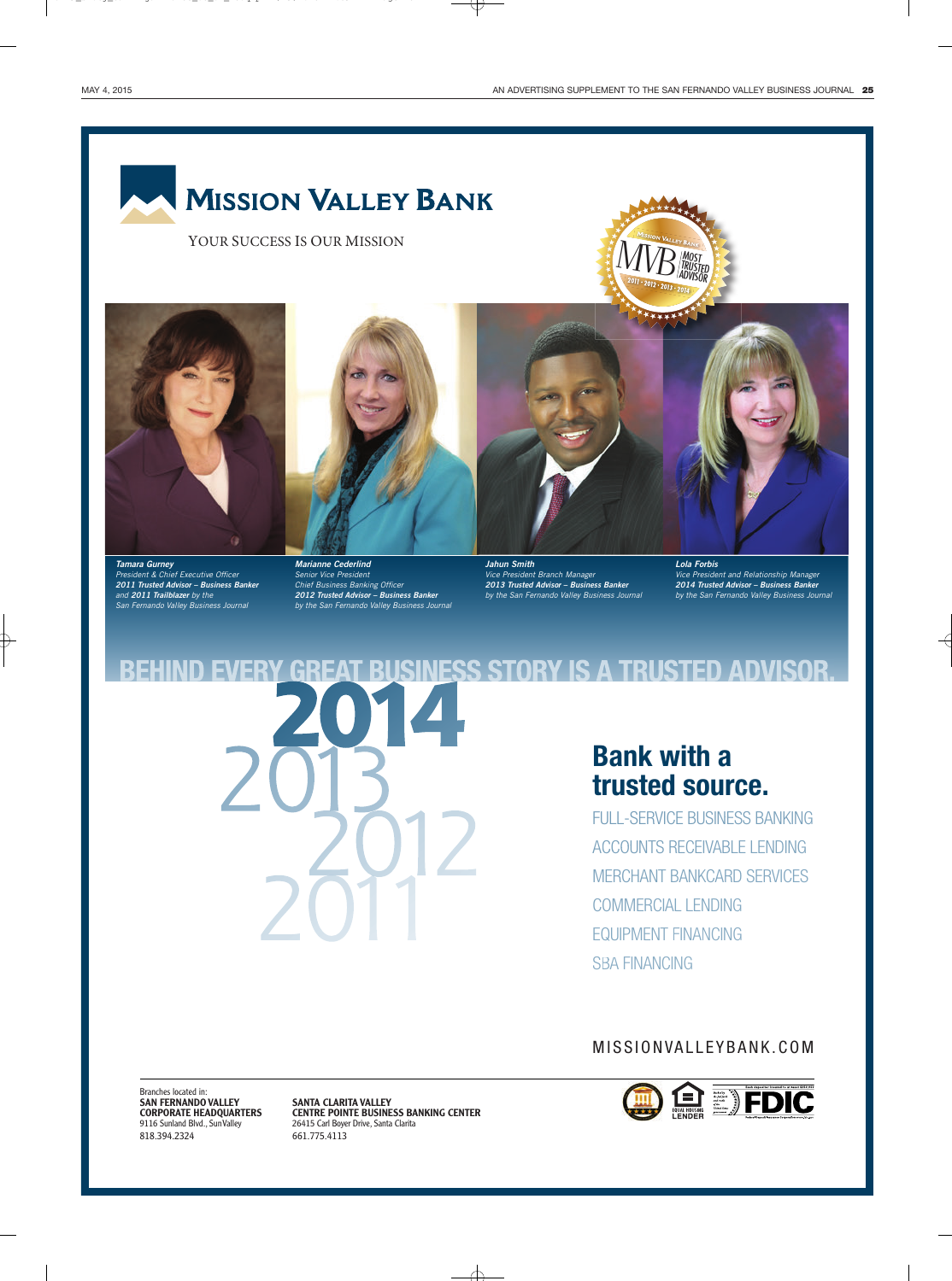# Mission Valley Bank

YOUR SUCCESS IS OUR MISSION

Mission Valley Bank
MVB MOST TRUSTED ADVISOR
2011 · 2012 · 2013 · 2014

***Tamara Gurney***
*President & Chief Executive Officer*
***2011 Trusted Advisor – Business Banker***
*and **2011 Trailblazer** by the*
*San Fernando Valley Business Journal*

***Marianne Cederlind***
*Senior Vice President*
*Chief Business Banking Officer*
***2012 Trusted Advisor – Business Banker***
*by the San Fernando Valley Business Journal*

***Jahun Smith***
*Vice President Branch Manager*
***2013 Trusted Advisor – Business Banker***
*by the San Fernando Valley Business Journal*

***Lola Forbis***
*Vice President and Relationship Manager*
***2014 Trusted Advisor – Business Banker***
*by the San Fernando Valley Business Journal*

## BEHIND EVERY GREAT BUSINESS STORY IS A TRUSTED ADVISOR.

2014
2013
2012
2011

## Bank with a trusted source.

FULL-SERVICE BUSINESS BANKING
ACCOUNTS RECEIVABLE LENDING
MERCHANT BANKCARD SERVICES
COMMERCIAL LENDING
EQUIPMENT FINANCING
SBA FINANCING

MISSIONVALLEYBANK.COM

Branches located in:

**SAN FERNANDO VALLEY**
**CORPORATE HEADQUARTERS**
9116 Sunland Blvd., Sun Valley
818.394.2324

**SANTA CLARITA VALLEY**
**CENTRE POINTE BUSINESS BANKING CENTER**
26415 Carl Boyer Drive, Santa Clarita
661.775.4113

EQUAL HOUSING LENDER

FDIC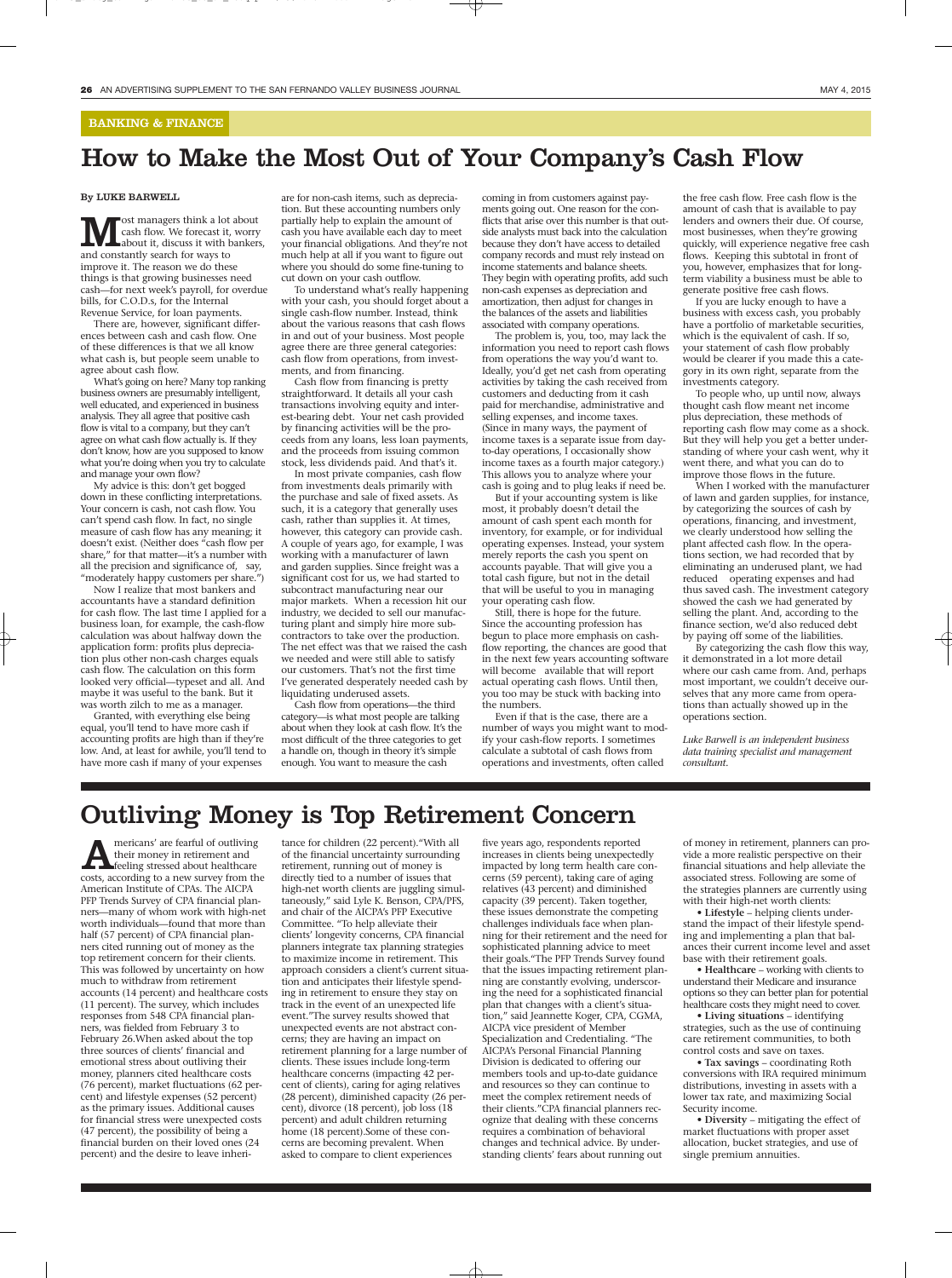BANKING & FINANCE

# How to Make the Most Out of Your Company's Cash Flow

**By LUKE BARWELL**

Most managers think a lot about cash flow. We forecast it, worry about it, discuss it with bankers, and constantly search for ways to improve it. The reason we do these things is that growing businesses need cash—for next week's payroll, for overdue bills, for C.O.D.s, for the Internal Revenue Service, for loan payments.

There are, however, significant differences between cash and cash flow. One of these differences is that we all know what cash is, but people seem unable to agree about cash flow.

What's going on here? Many top ranking business owners are presumably intelligent, well educated, and experienced in business analysis. They all agree that positive cash flow is vital to a company, but they can't agree on what cash flow actually is. If they don't know, how are you supposed to know what you're doing when you try to calculate and manage your own flow?

My advice is this: don't get bogged down in these conflicting interpretations. Your concern is cash, not cash flow. You can't spend cash flow. In fact, no single measure of cash flow has any meaning; it doesn't exist. (Neither does "cash flow per share," for that matter—it's a number with all the precision and significance of, say, "moderately happy customers per share.")

Now I realize that most bankers and accountants have a standard definition for cash flow. The last time I applied for a business loan, for example, the cash-flow calculation was about halfway down the application form: profits plus depreciation plus other non-cash charges equals cash flow. The calculation on this form looked very official—typeset and all. And maybe it was useful to the bank. But it was worth zilch to me as a manager.

Granted, with everything else being equal, you'll tend to have more cash if accounting profits are high than if they're low. And, at least for awhile, you'll tend to have more cash if many of your expenses are for non-cash items, such as depreciation. But these accounting numbers only partially help to explain the amount of cash you have available each day to meet your financial obligations. And they're not much help at all if you want to figure out where you should do some fine-tuning to cut down on your cash outflow.

To understand what's really happening with your cash, you should forget about a single cash-flow number. Instead, think about the various reasons that cash flows in and out of your business. Most people agree there are three general categories: cash flow from operations, from investments, and from financing.

Cash flow from financing is pretty straightforward. It details all your cash transactions involving equity and interest-bearing debt. Your net cash provided by financing activities will be the proceeds from any loans, less loan payments, and the proceeds from issuing common stock, less dividends paid. And that's it.

In most private companies, cash flow from investments deals primarily with the purchase and sale of fixed assets. As such, it is a category that generally uses cash, rather than supplies it. At times, however, this category can provide cash. A couple of years ago, for example, I was working with a manufacturer of lawn and garden supplies. Since freight was a significant cost for us, we had started to subcontract manufacturing near our major markets. When a recession hit our industry, we decided to sell our manufacturing plant and simply hire more subcontractors to take over the production. The net effect was that we raised the cash we needed and were still able to satisfy our customers. That's not the first time I've generated desperately needed cash by liquidating underused assets.

Cash flow from operations—the third category—is what most people are talking about when they look at cash flow. It's the most difficult of the three categories to get a handle on, though in theory it's simple enough. You want to measure the cash coming in from customers against payments going out. One reason for the conflicts that arise over this number is that outside analysts must back into the calculation because they don't have access to detailed company records and must rely instead on income statements and balance sheets. They begin with operating profits, add such non-cash expenses as depreciation and amortization, then adjust for changes in the balances of the assets and liabilities associated with company operations.

The problem is, you, too, may lack the information you need to report cash flows from operations the way you'd want to. Ideally, you'd get net cash from operating activities by taking the cash received from customers and deducting from it cash paid for merchandise, administrative and selling expenses, and income taxes. (Since in many ways, the payment of income taxes is a separate issue from day-to-day operations, I occasionally show income taxes as a fourth major category.) This allows you to analyze where your cash is going and to plug leaks if need be.

But if your accounting system is like most, it probably doesn't detail the amount of cash spent each month for inventory, for example, or for individual operating expenses. Instead, your system merely reports the cash you spent on accounts payable. That will give you a total cash figure, but not in the detail that will be useful to you in managing your operating cash flow.

Still, there is hope for the future. Since the accounting profession has begun to place more emphasis on cash-flow reporting, the chances are good that in the next few years accounting software will become available that will report actual operating cash flows. Until then, you too may be stuck with backing into the numbers.

Even if that is the case, there are a number of ways you might want to modify your cash-flow reports. I sometimes calculate a subtotal of cash flows from operations and investments, often called the free cash flow. Free cash flow is the amount of cash that is available to pay lenders and owners their due. Of course, most businesses, when they're growing quickly, will experience negative free cash flows. Keeping this subtotal in front of you, however, emphasizes that for long-term viability a business must be able to generate positive free cash flows.

If you are lucky enough to have a business with excess cash, you probably have a portfolio of marketable securities, which is the equivalent of cash. If so, your statement of cash flow probably would be clearer if you made this a category in its own right, separate from the investments category.

To people who, up until now, always thought cash flow meant net income plus depreciation, these methods of reporting cash flow may come as a shock. But they will help you get a better understanding of where your cash went, why it went there, and what you can do to improve those flows in the future.

When I worked with the manufacturer of lawn and garden supplies, for instance, by categorizing the sources of cash by operations, financing, and investment, we clearly understood how selling the plant affected cash flow. In the operations section, we had recorded that by eliminating an underused plant, we had reduced operating expenses and had thus saved cash. The investment category showed the cash we had generated by selling the plant. And, according to the finance section, we'd also reduced debt by paying off some of the liabilities.

By categorizing the cash flow this way, it demonstrated in a lot more detail where our cash came from. And, perhaps most important, we couldn't deceive ourselves that any more came from operations than actually showed up in the operations section.

*Luke Barwell is an independent business data training specialist and management consultant.*

# Outliving Money is Top Retirement Concern

Americans' are fearful of outliving their money in retirement and feeling stressed about healthcare costs, according to a new survey from the American Institute of CPAs. The AICPA PFP Trends Survey of CPA financial planners—many of whom work with high-net worth individuals—found that more than half (57 percent) of CPA financial planners cited running out of money as the top retirement concern for their clients. This was followed by uncertainty on how much to withdraw from retirement accounts (14 percent) and healthcare costs (11 percent). The survey, which includes responses from 548 CPA financial planners, was fielded from February 3 to February 26.When asked about the top three sources of clients' financial and emotional stress about outliving their money, planners cited healthcare costs (76 percent), market fluctuations (62 percent) and lifestyle expenses (52 percent) as the primary issues. Additional causes for financial stress were unexpected costs (47 percent), the possibility of being a financial burden on their loved ones (24 percent) and the desire to leave inheritance for children (22 percent)."With all of the financial uncertainty surrounding retirement, running out of money is directly tied to a number of issues that high-net worth clients are juggling simultaneously," said Lyle K. Benson, CPA/PFS, and chair of the AICPA's PFP Executive Committee. "To help alleviate their clients' longevity concerns, CPA financial planners integrate tax planning strategies to maximize income in retirement. This approach considers a client's current situation and anticipates their lifestyle spending in retirement to ensure they stay on track in the event of an unexpected life event."The survey results showed that unexpected events are not abstract concerns; they are having an impact on retirement planning for a large number of clients. These issues include long-term healthcare concerns (impacting 42 percent of clients), caring for aging relatives (28 percent), diminished capacity (26 percent), divorce (18 percent), job loss (18 percent) and adult children returning home (18 percent).Some of these concerns are becoming prevalent. When asked to compare to client experiences five years ago, respondents reported increases in clients being unexpectedly impacted by long term health care concerns (59 percent), taking care of aging relatives (43 percent) and diminished capacity (39 percent). Taken together, these issues demonstrate the competing challenges individuals face when planning for their retirement and the need for sophisticated planning advice to meet their goals."The PFP Trends Survey found that the issues impacting retirement planning are constantly evolving, underscoring the need for a sophisticated financial plan that changes with a client's situation," said Jeannette Koger, CPA, CGMA, AICPA vice president of Member Specialization and Credentialing. "The AICPA's Personal Financial Planning Division is dedicated to offering our members tools and up-to-date guidance and resources so they can continue to meet the complex retirement needs of their clients."CPA financial planners recognize that dealing with these concerns requires a combination of behavioral changes and technical advice. By understanding clients' fears about running out of money in retirement, planners can provide a more realistic perspective on their financial situations and help alleviate the associated stress. Following are some of the strategies planners are currently using with their high-net worth clients:

- **Lifestyle** – helping clients understand the impact of their lifestyle spending and implementing a plan that balances their current income level and asset base with their retirement goals.
- **Healthcare** – working with clients to understand their Medicare and insurance options so they can better plan for potential healthcare costs they might need to cover.
- **Living situations** – identifying strategies, such as the use of continuing care retirement communities, to both control costs and save on taxes.
- **Tax savings** – coordinating Roth conversions with IRA required minimum distributions, investing in assets with a lower tax rate, and maximizing Social Security income.
- **Diversity** – mitigating the effect of market fluctuations with proper asset allocation, bucket strategies, and use of single premium annuities.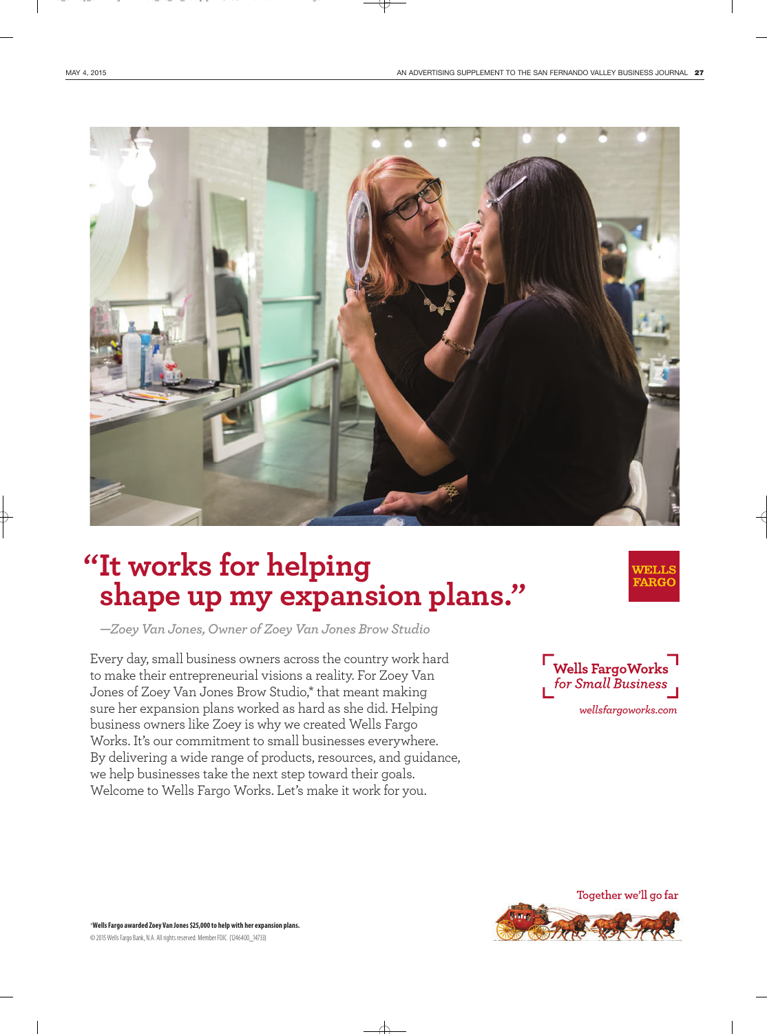# "It works for helping shape up my expansion plans."

*—Zoey Van Jones, Owner of Zoey Van Jones Brow Studio*

WELLS FARGO

Every day, small business owners across the country work hard to make their entrepreneurial visions a reality. For Zoey Van Jones of Zoey Van Jones Brow Studio,* that meant making sure her expansion plans worked as hard as she did. Helping business owners like Zoey is why we created Wells Fargo Works. It's our commitment to small businesses everywhere. By delivering a wide range of products, resources, and guidance, we help businesses take the next step toward their goals. Welcome to Wells Fargo Works. Let's make it work for you.

**Wells Fargo Works** *for Small Business*

*wellsfargoworks.com*

Together we'll go far

***Wells Fargo awarded Zoey Van Jones $25,000 to help with her expansion plans.**

© 2015 Wells Fargo Bank, N.A. All rights reserved. Member FDIC. (1246400_14733)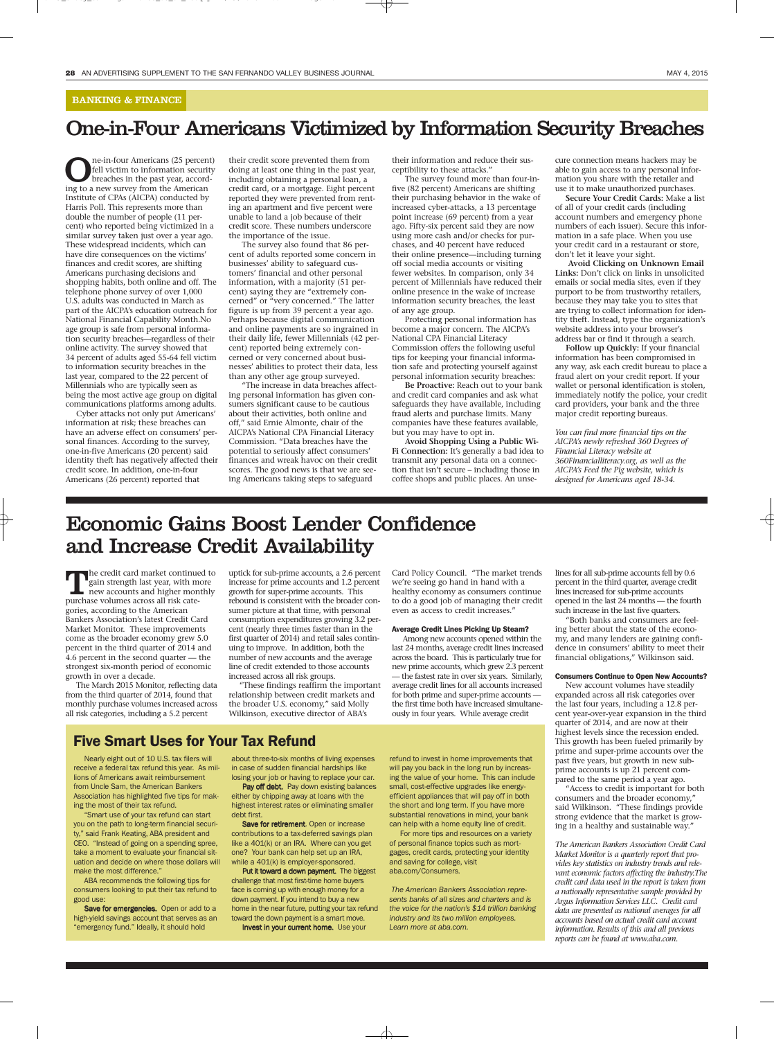BANKING & FINANCE

# One-in-Four Americans Victimized by Information Security Breaches

One-in-four Americans (25 percent) fell victim to information security breaches in the past year, according to a new survey from the American Institute of CPAs (AICPA) conducted by Harris Poll. This represents more than double the number of people (11 percent) who reported being victimized in a similar survey taken just over a year ago. These widespread incidents, which can have dire consequences on the victims' finances and credit scores, are shifting Americans purchasing decisions and shopping habits, both online and off. The telephone phone survey of over 1,000 U.S. adults was conducted in March as part of the AICPA's education outreach for National Financial Capability Month.No age group is safe from personal information security breaches—regardless of their online activity. The survey showed that 34 percent of adults aged 55-64 fell victim to information security breaches in the last year, compared to the 22 percent of Millennials who are typically seen as being the most active age group on digital communications platforms among adults.

Cyber attacks not only put Americans' information at risk; these breaches can have an adverse effect on consumers' personal finances. According to the survey, one-in-five Americans (20 percent) said identity theft has negatively affected their credit score. In addition, one-in-four Americans (26 percent) reported that their credit score prevented them from doing at least one thing in the past year, including obtaining a personal loan, a credit card, or a mortgage. Eight percent reported they were prevented from renting an apartment and five percent were unable to land a job because of their credit score. These numbers underscore the importance of the issue.

The survey also found that 86 percent of adults reported some concern in businesses' ability to safeguard customers' financial and other personal information, with a majority (51 percent) saying they are "extremely concerned" or "very concerned." The latter figure is up from 39 percent a year ago. Perhaps because digital communication and online payments are so ingrained in their daily life, fewer Millennials (42 percent) reported being extremely concerned or very concerned about businesses' abilities to protect their data, less than any other age group surveyed.

"The increase in data breaches affecting personal information has given consumers significant cause to be cautious about their activities, both online and off," said Ernie Almonte, chair of the AICPA's National CPA Financial Literacy Commission. "Data breaches have the potential to seriously affect consumers' finances and wreak havoc on their credit scores. The good news is that we are seeing Americans taking steps to safeguard their information and reduce their susceptibility to these attacks."

The survey found more than four-in-five (82 percent) Americans are shifting their purchasing behavior in the wake of increased cyber-attacks, a 13 percentage point increase (69 percent) from a year ago. Fifty-six percent said they are now using more cash and/or checks for purchases, and 40 percent have reduced their online presence—including turning off social media accounts or visiting fewer websites. In comparison, only 34 percent of Millennials have reduced their online presence in the wake of increase information security breaches, the least of any age group.

Protecting personal information has become a major concern. The AICPA's National CPA Financial Literacy Commission offers the following useful tips for keeping your financial information safe and protecting yourself against personal information security breaches:

**Be Proactive:** Reach out to your bank and credit card companies and ask what safeguards they have available, including fraud alerts and purchase limits. Many companies have these features available, but you may have to opt in.

**Avoid Shopping Using a Public Wi-Fi Connection:** It's generally a bad idea to transmit any personal data on a connection that isn't secure – including those in coffee shops and public places. An unsecure connection means hackers may be able to gain access to any personal information you share with the retailer and use it to make unauthorized purchases.

**Secure Your Credit Cards:** Make a list of all of your credit cards (including account numbers and emergency phone numbers of each issuer). Secure this information in a safe place. When you use your credit card in a restaurant or store, don't let it leave your sight.

**Avoid Clicking on Unknown Email Links:** Don't click on links in unsolicited emails or social media sites, even if they purport to be from trustworthy retailers, because they may take you to sites that are trying to collect information for identity theft. Instead, type the organization's website address into your browser's address bar or find it through a search.

**Follow up Quickly:** If your financial information has been compromised in any way, ask each credit bureau to place a fraud alert on your credit report. If your wallet or personal identification is stolen, immediately notify the police, your credit card providers, your bank and the three major credit reporting bureaus.

*You can find more financial tips on the AICPA's newly refreshed 360 Degrees of Financial Literacy website at 360Financialliteracy.org, as well as the AICPA's Feed the Pig website, which is designed for Americans aged 18-34.*

# Economic Gains Boost Lender Confidence and Increase Credit Availability

The credit card market continued to gain strength last year, with more new accounts and higher monthly purchase volumes across all risk categories, according to the American Bankers Association's latest Credit Card Market Monitor. These improvements come as the broader economy grew 5.0 percent in the third quarter of 2014 and 4.6 percent in the second quarter — the strongest six-month period of economic growth in over a decade.

The March 2015 Monitor, reflecting data from the third quarter of 2014, found that monthly purchase volumes increased across all risk categories, including a 5.2 percent uptick for sub-prime accounts, a 2.6 percent increase for prime accounts and 1.2 percent growth for super-prime accounts. This rebound is consistent with the broader consumer picture at that time, with personal consumption expenditures growing 3.2 percent (nearly three times faster than in the first quarter of 2014) and retail sales continuing to improve. In addition, both the number of new accounts and the average line of credit extended to those accounts increased across all risk groups.

"These findings reaffirm the important relationship between credit markets and the broader U.S. economy," said Molly Wilkinson, executive director of ABA's Card Policy Council. "The market trends we're seeing go hand in hand with a healthy economy as consumers continue to do a good job of managing their credit even as access to credit increases."

#### Average Credit Lines Picking Up Steam?

Among new accounts opened within the last 24 months, average credit lines increased across the board. This is particularly true for new prime accounts, which grew 2.3 percent — the fastest rate in over six years. Similarly, average credit lines for all accounts increased for both prime and super-prime accounts — the first time both have increased simultaneously in four years. While average credit lines for all sub-prime accounts fell by 0.6 percent in the third quarter, average credit lines increased for sub-prime accounts opened in the last 24 months — the fourth such increase in the last five quarters.

"Both banks and consumers are feeling better about the state of the economy, and many lenders are gaining confidence in consumers' ability to meet their financial obligations," Wilkinson said.

#### Consumers Continue to Open New Accounts?

New account volumes have steadily expanded across all risk categories over the last four years, including a 12.8 percent year-over-year expansion in the third quarter of 2014, and are now at their highest levels since the recession ended. This growth has been fueled primarily by prime and super-prime accounts over the past five years, but growth in new sub-prime accounts is up 21 percent compared to the same period a year ago.

"Access to credit is important for both consumers and the broader economy," said Wilkinson. "These findings provide strong evidence that the market is growing in a healthy and sustainable way."

*The American Bankers Association Credit Card Market Monitor is a quarterly report that provides key statistics on industry trends and relevant economic factors affecting the industry.The credit card data used in the report is taken from a nationally representative sample provided by Argus Information Services LLC. Credit card data are presented as national averages for all accounts based on actual credit card account information. Results of this and all previous reports can be found at www.aba.com.*

## Five Smart Uses for Your Tax Refund

Nearly eight out of 10 U.S. tax filers will receive a federal tax refund this year. As millions of Americans await reimbursement from Uncle Sam, the American Bankers Association has highlighted five tips for making the most of their tax refund.

"Smart use of your tax refund can start you on the path to long-term financial security," said Frank Keating, ABA president and CEO. "Instead of going on a spending spree, take a moment to evaluate your financial situation and decide on where those dollars will make the most difference."

ABA recommends the following tips for consumers looking to put their tax refund to good use:

**Save for emergencies.** Open or add to a high-yield savings account that serves as an "emergency fund." Ideally, it should hold about three-to-six months of living expenses in case of sudden financial hardships like losing your job or having to replace your car.

**Pay off debt.** Pay down existing balances either by chipping away at loans with the highest interest rates or eliminating smaller debt first.

**Save for retirement.** Open or increase contributions to a tax-deferred savings plan like a 401(k) or an IRA. Where can you get one? Your bank can help set up an IRA, while a 401(k) is employer-sponsored.

**Put it toward a down payment.** The biggest challenge that most first-time home buyers face is coming up with enough money for a down payment. If you intend to buy a new home in the near future, putting your tax refund toward the down payment is a smart move.

**Invest in your current home.** Use your refund to invest in home improvements that will pay you back in the long run by increasing the value of your home. This can include small, cost-effective upgrades like energy-efficient appliances that will pay off in both the short and long term. If you have more substantial renovations in mind, your bank can help with a home equity line of credit.

For more tips and resources on a variety of personal finance topics such as mortgages, credit cards, protecting your identity and saving for college, visit aba.com/Consumers.

*The American Bankers Association represents banks of all sizes and charters and is the voice for the nation's $14 trillion banking industry and its two million employees. Learn more at aba.com.*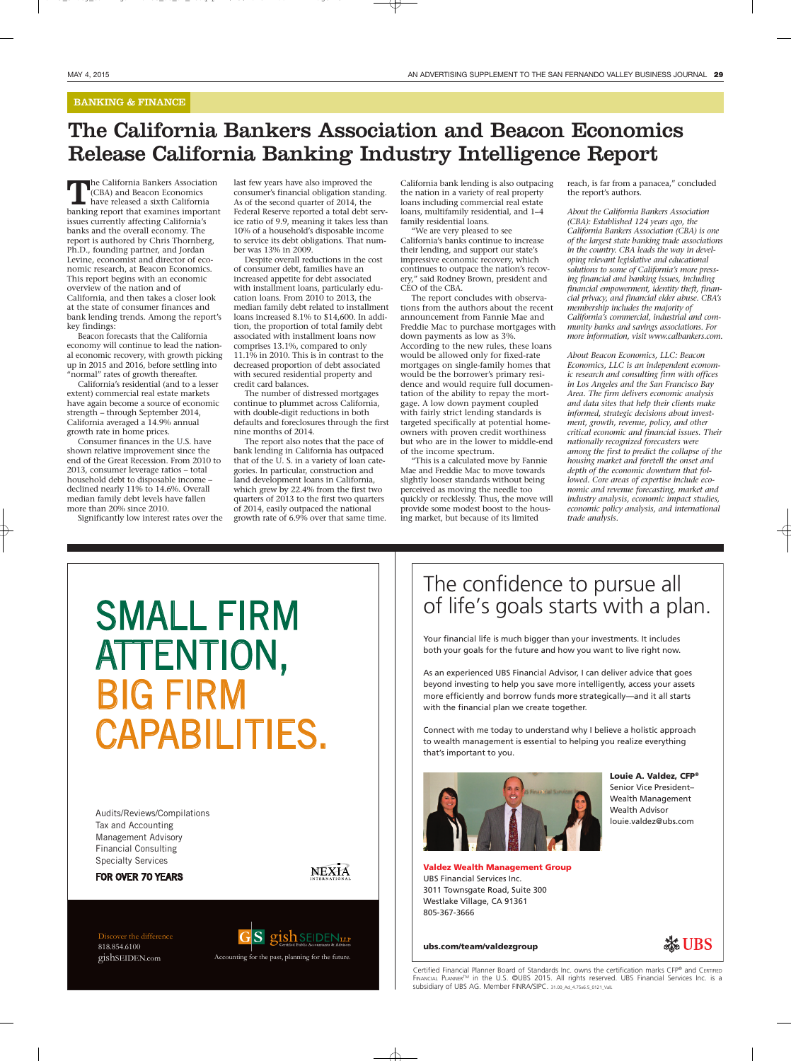BANKING & FINANCE

# The California Bankers Association and Beacon Economics Release California Banking Industry Intelligence Report

The California Bankers Association (CBA) and Beacon Economics have released a sixth California banking report that examines important issues currently affecting California's banks and the overall economy. The report is authored by Chris Thornberg, Ph.D., founding partner, and Jordan Levine, economist and director of economic research, at Beacon Economics. This report begins with an economic overview of the nation and of California, and then takes a closer look at the state of consumer finances and bank lending trends. Among the report's key findings:

Beacon forecasts that the California economy will continue to lead the national economic recovery, with growth picking up in 2015 and 2016, before settling into "normal" rates of growth thereafter.

California's residential (and to a lesser extent) commercial real estate markets have again become a source of economic strength – through September 2014, California averaged a 14.9% annual growth rate in home prices.

Consumer finances in the U.S. have shown relative improvement since the end of the Great Recession. From 2010 to 2013, consumer leverage ratios – total household debt to disposable income – declined nearly 11% to 14.6%. Overall median family debt levels have fallen more than 20% since 2010.

Significantly low interest rates over the last few years have also improved the consumer's financial obligation standing. As of the second quarter of 2014, the Federal Reserve reported a total debt service ratio of 9.9, meaning it takes less than 10% of a household's disposable income to service its debt obligations. That number was 13% in 2009.

Despite overall reductions in the cost of consumer debt, families have an increased appetite for debt associated with installment loans, particularly education loans. From 2010 to 2013, the median family debt related to installment loans increased 8.1% to $14,600. In addition, the proportion of total family debt associated with installment loans now comprises 13.1%, compared to only 11.1% in 2010. This is in contrast to the decreased proportion of debt associated with secured residential property and credit card balances.

The number of distressed mortgages continue to plummet across California, with double-digit reductions in both defaults and foreclosures through the first nine months of 2014.

The report also notes that the pace of bank lending in California has outpaced that of the U. S. in a variety of loan categories. In particular, construction and land development loans in California, which grew by 22.4% from the first two quarters of 2013 to the first two quarters of 2014, easily outpaced the national growth rate of 6.9% over that same time.

California bank lending is also outpacing the nation in a variety of real property loans including commercial real estate loans, multifamily residential, and 1–4 family residential loans.

"We are very pleased to see California's banks continue to increase their lending, and support our state's impressive economic recovery, which continues to outpace the nation's recovery," said Rodney Brown, president and CEO of the CBA.

The report concludes with observations from the authors about the recent announcement from Fannie Mae and Freddie Mac to purchase mortgages with down payments as low as 3%. According to the new rules, these loans would be allowed only for fixed-rate mortgages on single-family homes that would be the borrower's primary residence and would require full documentation of the ability to repay the mortgage. A low down payment coupled with fairly strict lending standards is targeted specifically at potential homeowners with proven credit worthiness but who are in the lower to middle-end of the income spectrum.

"This is a calculated move by Fannie Mae and Freddie Mac to move towards slightly looser standards without being perceived as moving the needle too quickly or recklessly. Thus, the move will provide some modest boost to the housing market, but because of its limited reach, is far from a panacea," concluded the report's authors.

*About the California Bankers Association (CBA): Established 124 years ago, the California Bankers Association (CBA) is one of the largest state banking trade associations in the country. CBA leads the way in developing relevant legislative and educational solutions to some of California's more pressing financial and banking issues, including financial empowerment, identity theft, financial privacy, and financial elder abuse. CBA's membership includes the majority of California's commercial, industrial and community banks and savings associations. For more information, visit www.calbankers.com.*

*About Beacon Economics, LLC: Beacon Economics, LLC is an independent economic research and consulting firm with offices in Los Angeles and the San Francisco Bay Area. The firm delivers economic analysis and data sites that help their clients make informed, strategic decisions about investment, growth, revenue, policy, and other critical economic and financial issues. Their nationally recognized forecasters were among the first to predict the collapse of the housing market and foretell the onset and depth of the economic downturn that followed. Core areas of expertise include economic and revenue forecasting, market and industry analysis, economic impact studies, economic policy analysis, and international trade analysis.*

SMALL FIRM ATTENTION, BIG FIRM CAPABILITIES.

Audits/Reviews/Compilations
Tax and Accounting
Management Advisory
Financial Consulting
Specialty Services

FOR OVER 70 YEARS

NEXIA INTERNATIONAL

Discover the difference
818.854.6100
gishSEIDEN.com

GS gishSEIDEN LLP Certified Public Accountants & Advisors
Accounting for the past, planning for the future.

The confidence to pursue all of life's goals starts with a plan.

Your financial life is much bigger than your investments. It includes both your goals for the future and how you want to live right now.

As an experienced UBS Financial Advisor, I can deliver advice that goes beyond investing to help you save more intelligently, access your assets more efficiently and borrow funds more strategically—and it all starts with the financial plan we create together.

Connect with me today to understand why I believe a holistic approach to wealth management is essential to helping you realize everything that's important to you.

**Louie A. Valdez, CFP®**
Senior Vice President–Wealth Management
Wealth Advisor
louie.valdez@ubs.com

**Valdez Wealth Management Group**
UBS Financial Services Inc.
3011 Townsgate Road, Suite 300
Westlake Village, CA 91361
805-367-3666

**ubs.com/team/valdezgroup**

UBS

Certified Financial Planner Board of Standards Inc. owns the certification marks CFP® and CERTIFIED FINANCIAL PLANNER™ in the U.S. ©UBS 2015. All rights reserved. UBS Financial Services Inc. is a subsidiary of UBS AG. Member FINRA/SIPC. 31.00_Ad_4.75x6.5_0121_Vall.